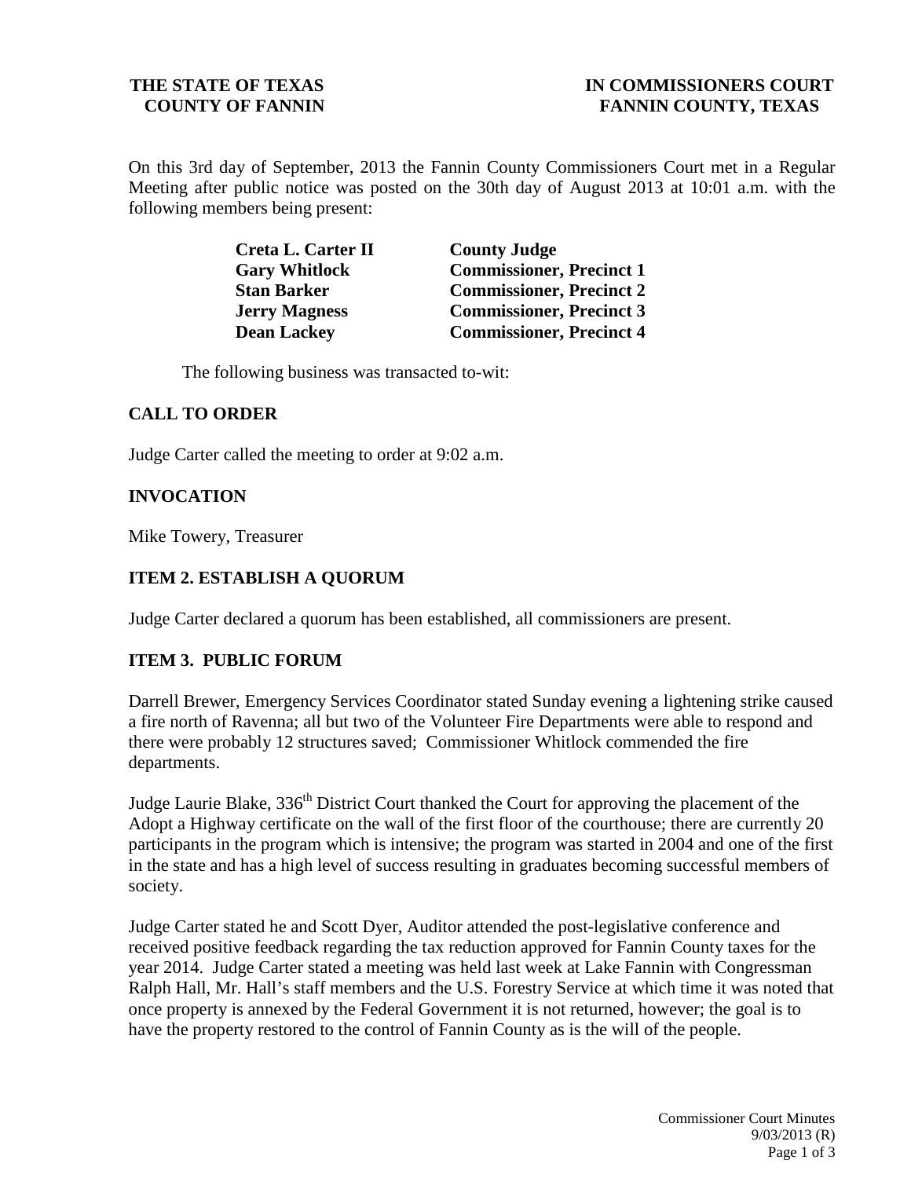**THE STATE OF TEXAS**
**COUNTY OF FANNIN**

**IN COMMISSIONERS COURT**
**FANNIN COUNTY, TEXAS**

On this 3rd day of September, 2013 the Fannin County Commissioners Court met in a Regular Meeting after public notice was posted on the 30th day of August 2013 at 10:01 a.m. with the following members being present:

| | |
|---|---|
| **Creta L. Carter II** | **County Judge** |
| **Gary Whitlock** | **Commissioner, Precinct 1** |
| **Stan Barker** | **Commissioner, Precinct 2** |
| **Jerry Magness** | **Commissioner, Precinct 3** |
| **Dean Lackey** | **Commissioner, Precinct 4** |

The following business was transacted to-wit:

## CALL TO ORDER

Judge Carter called the meeting to order at 9:02 a.m.

## INVOCATION

Mike Towery, Treasurer

## ITEM 2. ESTABLISH A QUORUM

Judge Carter declared a quorum has been established, all commissioners are present.

## ITEM 3. PUBLIC FORUM

Darrell Brewer, Emergency Services Coordinator stated Sunday evening a lightening strike caused a fire north of Ravenna; all but two of the Volunteer Fire Departments were able to respond and there were probably 12 structures saved; Commissioner Whitlock commended the fire departments.

Judge Laurie Blake, 336th District Court thanked the Court for approving the placement of the Adopt a Highway certificate on the wall of the first floor of the courthouse; there are currently 20 participants in the program which is intensive; the program was started in 2004 and one of the first in the state and has a high level of success resulting in graduates becoming successful members of society.

Judge Carter stated he and Scott Dyer, Auditor attended the post-legislative conference and received positive feedback regarding the tax reduction approved for Fannin County taxes for the year 2014. Judge Carter stated a meeting was held last week at Lake Fannin with Congressman Ralph Hall, Mr. Hall's staff members and the U.S. Forestry Service at which time it was noted that once property is annexed by the Federal Government it is not returned, however; the goal is to have the property restored to the control of Fannin County as is the will of the people.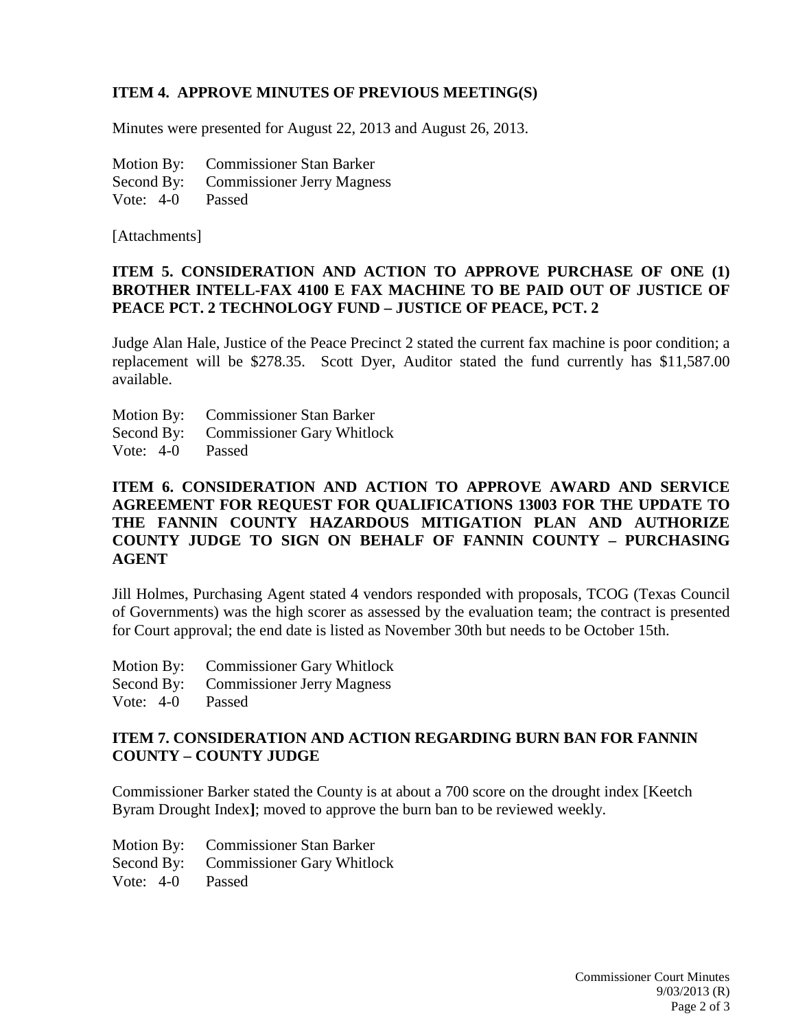**ITEM 4. APPROVE MINUTES OF PREVIOUS MEETING(S)**

Minutes were presented for August 22, 2013 and August 26, 2013.

Motion By: Commissioner Stan Barker
Second By: Commissioner Jerry Magness
Vote: 4-0 Passed

[Attachments]

**ITEM 5. CONSIDERATION AND ACTION TO APPROVE PURCHASE OF ONE (1) BROTHER INTELL-FAX 4100 E FAX MACHINE TO BE PAID OUT OF JUSTICE OF PEACE PCT. 2 TECHNOLOGY FUND – JUSTICE OF PEACE, PCT. 2**

Judge Alan Hale, Justice of the Peace Precinct 2 stated the current fax machine is poor condition; a replacement will be $278.35. Scott Dyer, Auditor stated the fund currently has $11,587.00 available.

Motion By: Commissioner Stan Barker
Second By: Commissioner Gary Whitlock
Vote: 4-0 Passed

**ITEM 6. CONSIDERATION AND ACTION TO APPROVE AWARD AND SERVICE AGREEMENT FOR REQUEST FOR QUALIFICATIONS 13003 FOR THE UPDATE TO THE FANNIN COUNTY HAZARDOUS MITIGATION PLAN AND AUTHORIZE COUNTY JUDGE TO SIGN ON BEHALF OF FANNIN COUNTY – PURCHASING AGENT**

Jill Holmes, Purchasing Agent stated 4 vendors responded with proposals, TCOG (Texas Council of Governments) was the high scorer as assessed by the evaluation team; the contract is presented for Court approval; the end date is listed as November 30th but needs to be October 15th.

Motion By: Commissioner Gary Whitlock
Second By: Commissioner Jerry Magness
Vote: 4-0 Passed

**ITEM 7. CONSIDERATION AND ACTION REGARDING BURN BAN FOR FANNIN COUNTY – COUNTY JUDGE**

Commissioner Barker stated the County is at about a 700 score on the drought index [Keetch Byram Drought Index]; moved to approve the burn ban to be reviewed weekly.

Motion By: Commissioner Stan Barker
Second By: Commissioner Gary Whitlock
Vote: 4-0 Passed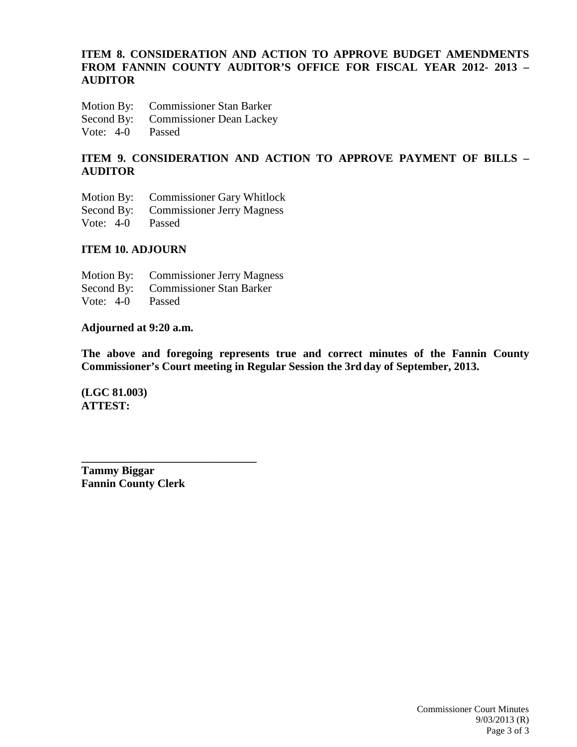**ITEM 8. CONSIDERATION AND ACTION TO APPROVE BUDGET AMENDMENTS FROM FANNIN COUNTY AUDITOR'S OFFICE FOR FISCAL YEAR 2012- 2013 – AUDITOR**

Motion By: Commissioner Stan Barker
Second By: Commissioner Dean Lackey
Vote: 4-0 Passed

**ITEM 9. CONSIDERATION AND ACTION TO APPROVE PAYMENT OF BILLS – AUDITOR**

Motion By: Commissioner Gary Whitlock
Second By: Commissioner Jerry Magness
Vote: 4-0 Passed

**ITEM 10. ADJOURN**

Motion By: Commissioner Jerry Magness
Second By: Commissioner Stan Barker
Vote: 4-0 Passed

**Adjourned at 9:20 a.m.**

**The above and foregoing represents true and correct minutes of the Fannin County Commissioner's Court meeting in Regular Session the 3rd day of September, 2013.**

**(LGC 81.003)**
**ATTEST:**

______________________________
**Tammy Biggar**
**Fannin County Clerk**